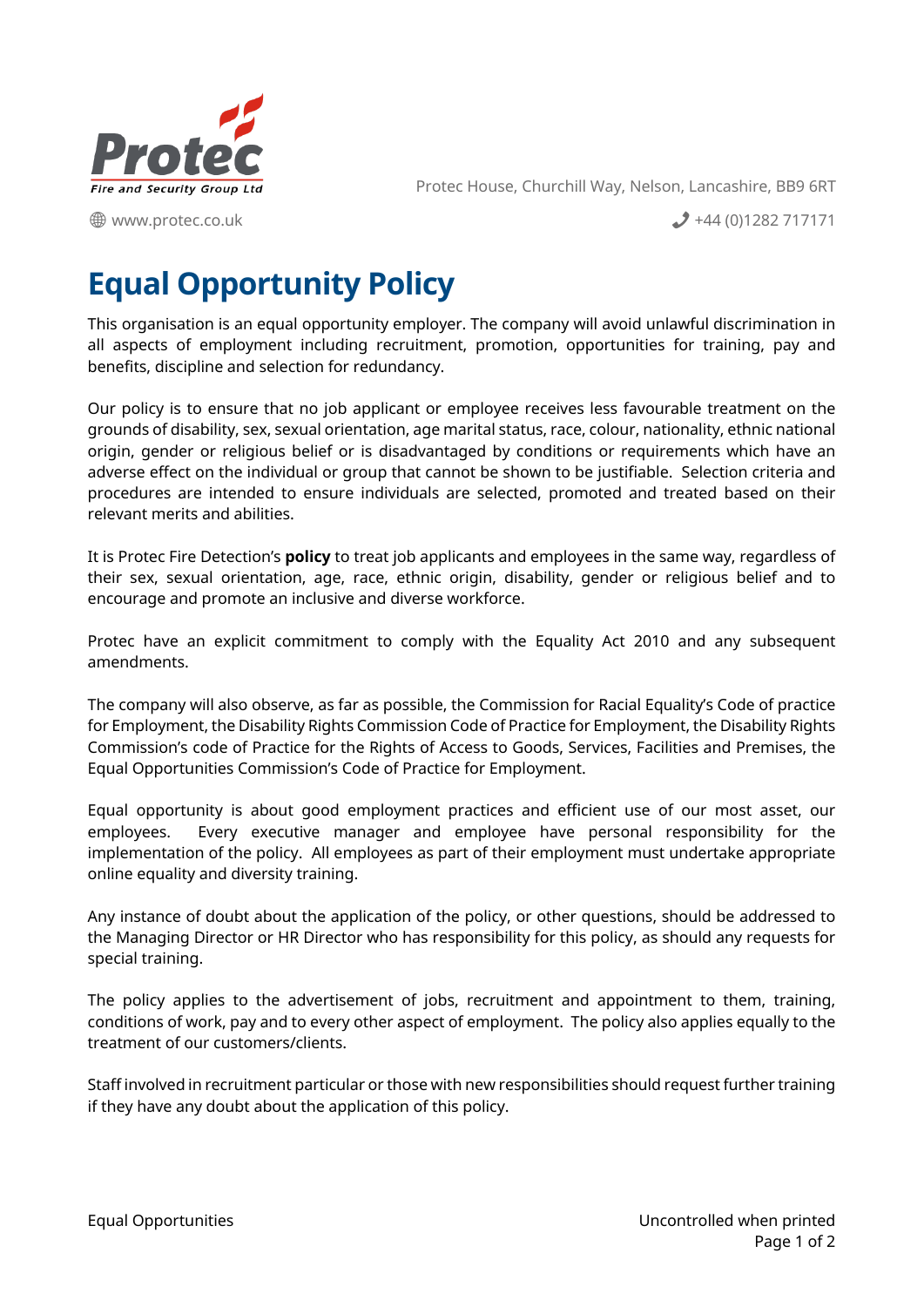Protec House, Churchill Way, Nelson, Lancashire, BB9 6RT

www.protec.co.uk

+44 (0)1282 717171

# Equal Opportunity Policy

This organisation is an equal opportunity employer. The company will avoid unlawful discrimination in all aspects of employment including recruitment, promotion, opportunities for training, pay and benefits, discipline and selection for redundancy.

Our policy is to ensure that no job applicant or employee receives less favourable treatment on the grounds of disability, sex, sexual orientation, age marital status, race, colour, nationality, ethnic national origin, gender or religious belief or is disadvantaged by conditions or requirements which have an adverse effect on the individual or group that cannot be shown to be justifiable. Selection criteria and procedures are intended to ensure individuals are selected, promoted and treated based on their relevant merits and abilities.

It is Protec Fire Detection's **policy** to treat job applicants and employees in the same way, regardless of their sex, sexual orientation, age, race, ethnic origin, disability, gender or religious belief and to encourage and promote an inclusive and diverse workforce.

Protec have an explicit commitment to comply with the Equality Act 2010 and any subsequent amendments.

The company will also observe, as far as possible, the Commission for Racial Equality's Code of practice for Employment, the Disability Rights Commission Code of Practice for Employment, the Disability Rights Commission's code of Practice for the Rights of Access to Goods, Services, Facilities and Premises, the Equal Opportunities Commission's Code of Practice for Employment.

Equal opportunity is about good employment practices and efficient use of our most asset, our employees. Every executive manager and employee have personal responsibility for the implementation of the policy. All employees as part of their employment must undertake appropriate online equality and diversity training.

Any instance of doubt about the application of the policy, or other questions, should be addressed to the Managing Director or HR Director who has responsibility for this policy, as should any requests for special training.

The policy applies to the advertisement of jobs, recruitment and appointment to them, training, conditions of work, pay and to every other aspect of employment. The policy also applies equally to the treatment of our customers/clients.

Staff involved in recruitment particular or those with new responsibilities should request further training if they have any doubt about the application of this policy.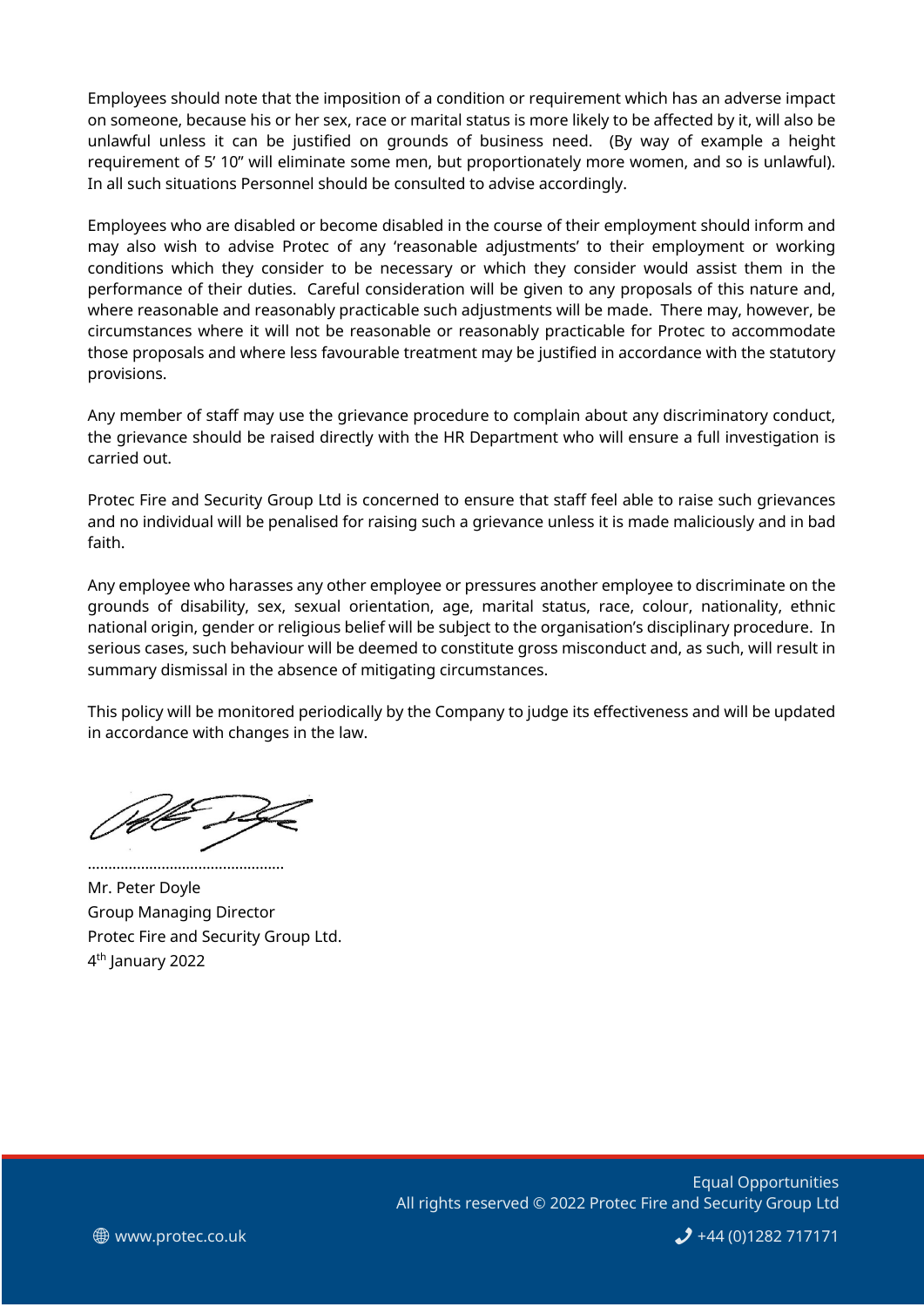Employees should note that the imposition of a condition or requirement which has an adverse impact on someone, because his or her sex, race or marital status is more likely to be affected by it, will also be unlawful unless it can be justified on grounds of business need. (By way of example a height requirement of 5' 10" will eliminate some men, but proportionately more women, and so is unlawful). In all such situations Personnel should be consulted to advise accordingly.

Employees who are disabled or become disabled in the course of their employment should inform and may also wish to advise Protec of any 'reasonable adjustments' to their employment or working conditions which they consider to be necessary or which they consider would assist them in the performance of their duties. Careful consideration will be given to any proposals of this nature and, where reasonable and reasonably practicable such adjustments will be made. There may, however, be circumstances where it will not be reasonable or reasonably practicable for Protec to accommodate those proposals and where less favourable treatment may be justified in accordance with the statutory provisions.

Any member of staff may use the grievance procedure to complain about any discriminatory conduct, the grievance should be raised directly with the HR Department who will ensure a full investigation is carried out.

Protec Fire and Security Group Ltd is concerned to ensure that staff feel able to raise such grievances and no individual will be penalised for raising such a grievance unless it is made maliciously and in bad faith.

Any employee who harasses any other employee or pressures another employee to discriminate on the grounds of disability, sex, sexual orientation, age, marital status, race, colour, nationality, ethnic national origin, gender or religious belief will be subject to the organisation's disciplinary procedure. In serious cases, such behaviour will be deemed to constitute gross misconduct and, as such, will result in summary dismissal in the absence of mitigating circumstances.

This policy will be monitored periodically by the Company to judge its effectiveness and will be updated in accordance with changes in the law.

...............................................

Mr. Peter Doyle
Group Managing Director
Protec Fire and Security Group Ltd.
4th January 2022